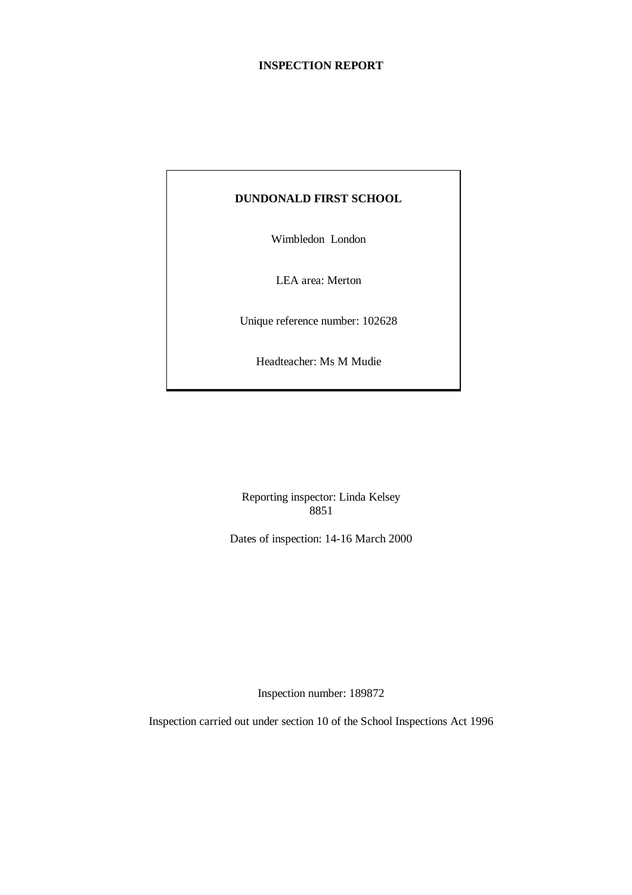# INSPECTION REPORT

**DUNDONALD FIRST SCHOOL**

Wimbledon London

LEA area: Merton

Unique reference number: 102628

Headteacher: Ms M Mudie

Reporting inspector: Linda Kelsey
8851

Dates of inspection: 14-16 March 2000

Inspection number: 189872

Inspection carried out under section 10 of the School Inspections Act 1996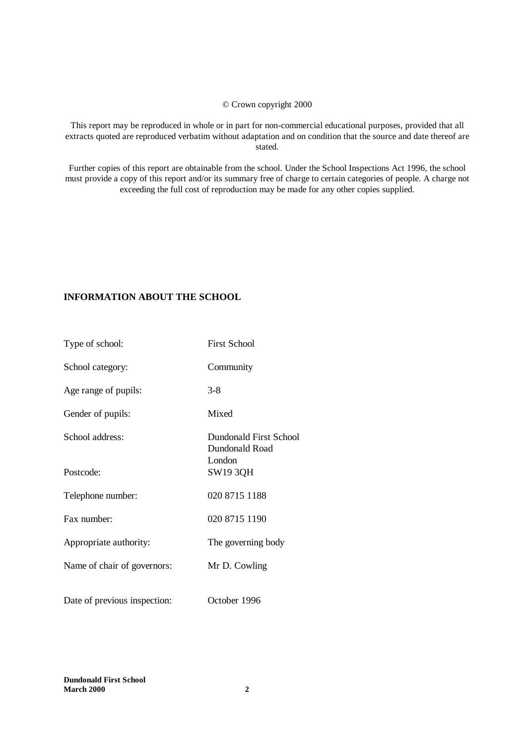© Crown copyright 2000

This report may be reproduced in whole or in part for non-commercial educational purposes, provided that all extracts quoted are reproduced verbatim without adaptation and on condition that the source and date thereof are stated.

Further copies of this report are obtainable from the school. Under the School Inspections Act 1996, the school must provide a copy of this report and/or its summary free of charge to certain categories of people. A charge not exceeding the full cost of reproduction may be made for any other copies supplied.

## INFORMATION ABOUT THE SCHOOL

| | |
|---|---|
| Type of school: | First School |
| School category: | Community |
| Age range of pupils: | 3-8 |
| Gender of pupils: | Mixed |
| School address: | Dundonald First School<br>Dundonald Road<br>London |
| Postcode: | SW19 3QH |
| Telephone number: | 020 8715 1188 |
| Fax number: | 020 8715 1190 |
| Appropriate authority: | The governing body |
| Name of chair of governors: | Mr D. Cowling |
| Date of previous inspection: | October 1996 |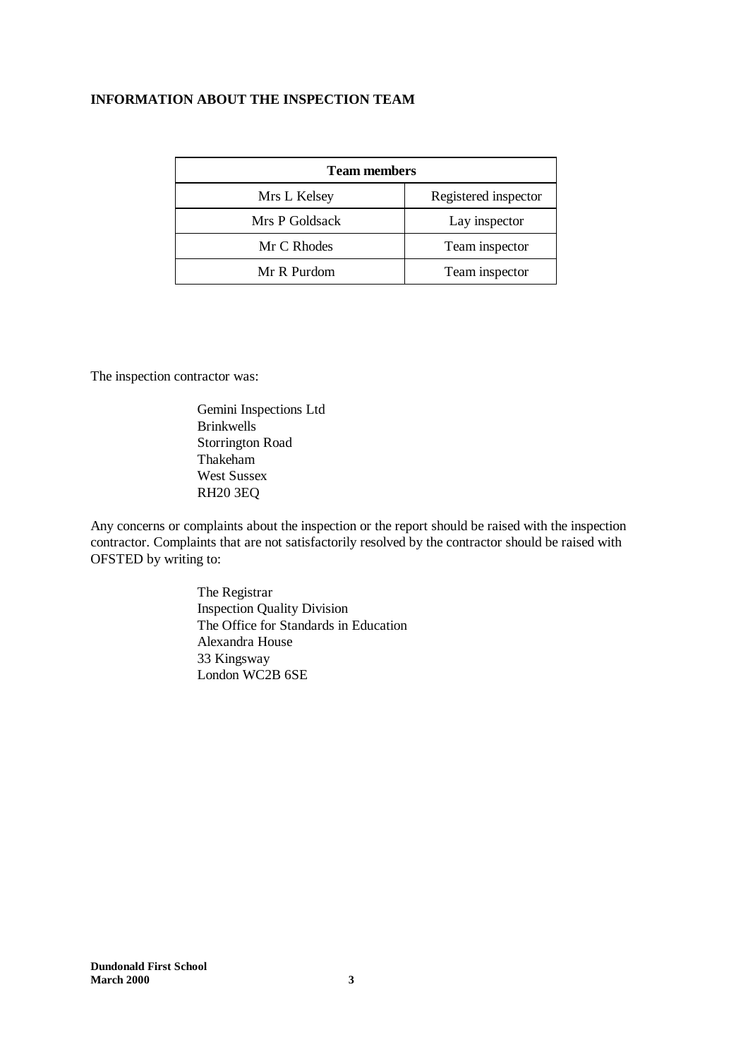## INFORMATION ABOUT THE INSPECTION TEAM

| Team members | |
| --- | --- |
| Mrs L Kelsey | Registered inspector |
| Mrs P Goldsack | Lay inspector |
| Mr C Rhodes | Team inspector |
| Mr R Purdom | Team inspector |

The inspection contractor was:

Gemini Inspections Ltd
Brinkwells
Storrington Road
Thakeham
West Sussex
RH20 3EQ

Any concerns or complaints about the inspection or the report should be raised with the inspection contractor. Complaints that are not satisfactorily resolved by the contractor should be raised with OFSTED by writing to:

The Registrar
Inspection Quality Division
The Office for Standards in Education
Alexandra House
33 Kingsway
London WC2B 6SE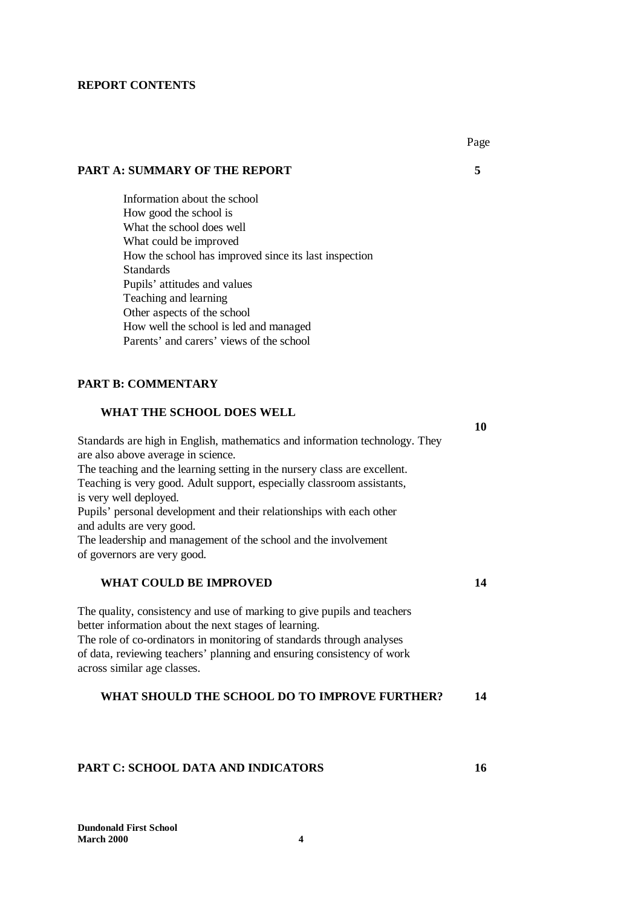# REPORT CONTENTS

| | Page |
|---|---|
| **PART A: SUMMARY OF THE REPORT** | **5** |

Information about the school
How good the school is
What the school does well
What could be improved
How the school has improved since its last inspection
Standards
Pupils' attitudes and values
Teaching and learning
Other aspects of the school
How well the school is led and managed
Parents' and carers' views of the school

**PART B: COMMENTARY**

**WHAT THE SCHOOL DOES WELL** **10**

Standards are high in English, mathematics and information technology. They are also above average in science.
The teaching and the learning setting in the nursery class are excellent.
Teaching is very good. Adult support, especially classroom assistants, is very well deployed.
Pupils' personal development and their relationships with each other and adults are very good.
The leadership and management of the school and the involvement of governors are very good.

**WHAT COULD BE IMPROVED** **14**

The quality, consistency and use of marking to give pupils and teachers better information about the next stages of learning.
The role of co-ordinators in monitoring of standards through analyses of data, reviewing teachers' planning and ensuring consistency of work across similar age classes.

**WHAT SHOULD THE SCHOOL DO TO IMPROVE FURTHER?** **14**

**PART C: SCHOOL DATA AND INDICATORS** **16**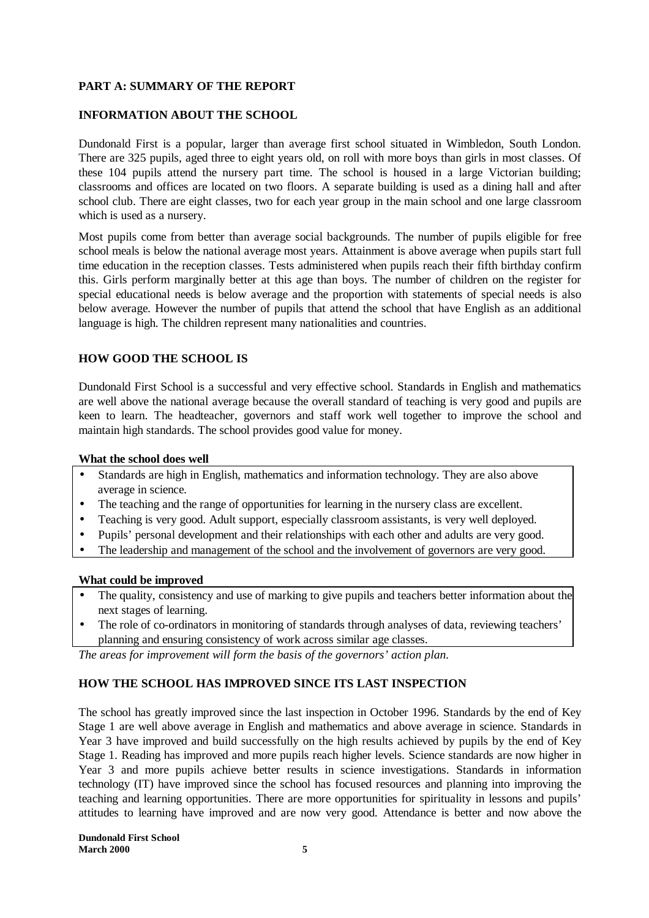## PART A: SUMMARY OF THE REPORT

### INFORMATION ABOUT THE SCHOOL

Dundonald First is a popular, larger than average first school situated in Wimbledon, South London. There are 325 pupils, aged three to eight years old, on roll with more boys than girls in most classes. Of these 104 pupils attend the nursery part time. The school is housed in a large Victorian building; classrooms and offices are located on two floors. A separate building is used as a dining hall and after school club. There are eight classes, two for each year group in the main school and one large classroom which is used as a nursery.

Most pupils come from better than average social backgrounds. The number of pupils eligible for free school meals is below the national average most years. Attainment is above average when pupils start full time education in the reception classes. Tests administered when pupils reach their fifth birthday confirm this. Girls perform marginally better at this age than boys. The number of children on the register for special educational needs is below average and the proportion with statements of special needs is also below average. However the number of pupils that attend the school that have English as an additional language is high. The children represent many nationalities and countries.

### HOW GOOD THE SCHOOL IS

Dundonald First School is a successful and very effective school. Standards in English and mathematics are well above the national average because the overall standard of teaching is very good and pupils are keen to learn. The headteacher, governors and staff work well together to improve the school and maintain high standards. The school provides good value for money.

**What the school does well**

- Standards are high in English, mathematics and information technology. They are also above average in science.
- The teaching and the range of opportunities for learning in the nursery class are excellent.
- Teaching is very good. Adult support, especially classroom assistants, is very well deployed.
- Pupils' personal development and their relationships with each other and adults are very good.
- The leadership and management of the school and the involvement of governors are very good.

**What could be improved**

- The quality, consistency and use of marking to give pupils and teachers better information about the next stages of learning.
- The role of co-ordinators in monitoring of standards through analyses of data, reviewing teachers' planning and ensuring consistency of work across similar age classes.

*The areas for improvement will form the basis of the governors' action plan.*

### HOW THE SCHOOL HAS IMPROVED SINCE ITS LAST INSPECTION

The school has greatly improved since the last inspection in October 1996. Standards by the end of Key Stage 1 are well above average in English and mathematics and above average in science. Standards in Year 3 have improved and build successfully on the high results achieved by pupils by the end of Key Stage 1. Reading has improved and more pupils reach higher levels. Science standards are now higher in Year 3 and more pupils achieve better results in science investigations. Standards in information technology (IT) have improved since the school has focused resources and planning into improving the teaching and learning opportunities. There are more opportunities for spirituality in lessons and pupils' attitudes to learning have improved and are now very good. Attendance is better and now above the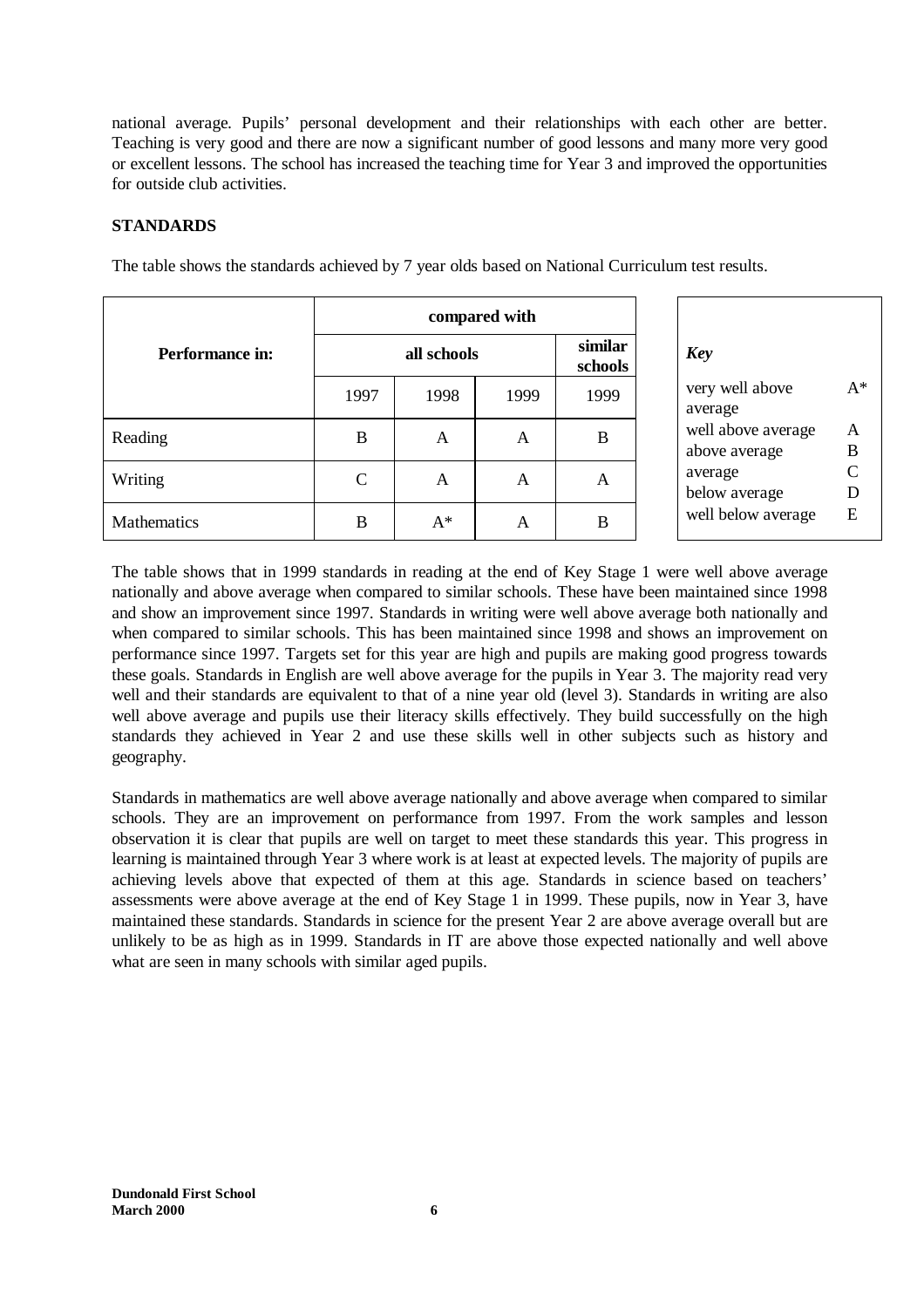national average. Pupils' personal development and their relationships with each other are better. Teaching is very good and there are now a significant number of good lessons and many more very good or excellent lessons. The school has increased the teaching time for Year 3 and improved the opportunities for outside club activities.

**STANDARDS**

The table shows the standards achieved by 7 year olds based on National Curriculum test results.

| Performance in: | compared with | | | |
|---|---|---|---|---|
| | all schools | | | similar schools |
| | 1997 | 1998 | 1999 | 1999 |
| Reading | B | A | A | B |
| Writing | C | A | A | A |
| Mathematics | B | A* | A | B |

| *Key* | |
|---|---|
| very well above average | A* |
| well above average | A |
| above average | B |
| average | C |
| below average | D |
| well below average | E |

The table shows that in 1999 standards in reading at the end of Key Stage 1 were well above average nationally and above average when compared to similar schools. These have been maintained since 1998 and show an improvement since 1997. Standards in writing were well above average both nationally and when compared to similar schools. This has been maintained since 1998 and shows an improvement on performance since 1997. Targets set for this year are high and pupils are making good progress towards these goals. Standards in English are well above average for the pupils in Year 3. The majority read very well and their standards are equivalent to that of a nine year old (level 3). Standards in writing are also well above average and pupils use their literacy skills effectively. They build successfully on the high standards they achieved in Year 2 and use these skills well in other subjects such as history and geography.

Standards in mathematics are well above average nationally and above average when compared to similar schools. They are an improvement on performance from 1997. From the work samples and lesson observation it is clear that pupils are well on target to meet these standards this year. This progress in learning is maintained through Year 3 where work is at least at expected levels. The majority of pupils are achieving levels above that expected of them at this age. Standards in science based on teachers' assessments were above average at the end of Key Stage 1 in 1999. These pupils, now in Year 3, have maintained these standards. Standards in science for the present Year 2 are above average overall but are unlikely to be as high as in 1999. Standards in IT are above those expected nationally and well above what are seen in many schools with similar aged pupils.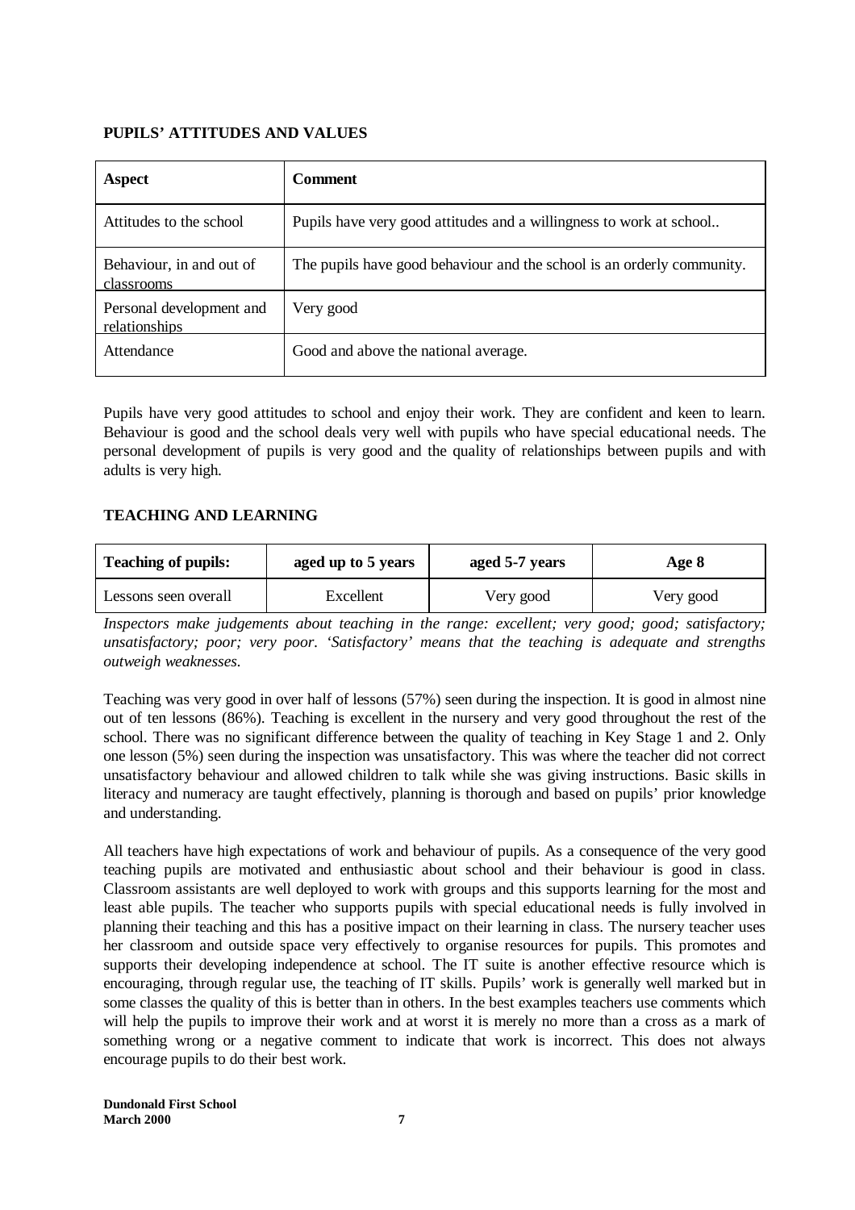## PUPILS' ATTITUDES AND VALUES

| Aspect | Comment |
|---|---|
| Attitudes to the school | Pupils have very good attitudes and a willingness to work at school.. |
| Behaviour, in and out of classrooms | The pupils have good behaviour and the school is an orderly community. |
| Personal development and relationships | Very good |
| Attendance | Good and above the national average. |

Pupils have very good attitudes to school and enjoy their work. They are confident and keen to learn. Behaviour is good and the school deals very well with pupils who have special educational needs. The personal development of pupils is very good and the quality of relationships between pupils and with adults is very high.

## TEACHING AND LEARNING

| Teaching of pupils: | aged up to 5 years | aged 5-7 years | Age 8 |
|---|---|---|---|
| Lessons seen overall | Excellent | Very good | Very good |

*Inspectors make judgements about teaching in the range: excellent; very good; good; satisfactory; unsatisfactory; poor; very poor. 'Satisfactory' means that the teaching is adequate and strengths outweigh weaknesses.*

Teaching was very good in over half of lessons (57%) seen during the inspection. It is good in almost nine out of ten lessons (86%). Teaching is excellent in the nursery and very good throughout the rest of the school. There was no significant difference between the quality of teaching in Key Stage 1 and 2. Only one lesson (5%) seen during the inspection was unsatisfactory. This was where the teacher did not correct unsatisfactory behaviour and allowed children to talk while she was giving instructions. Basic skills in literacy and numeracy are taught effectively, planning is thorough and based on pupils' prior knowledge and understanding.

All teachers have high expectations of work and behaviour of pupils. As a consequence of the very good teaching pupils are motivated and enthusiastic about school and their behaviour is good in class. Classroom assistants are well deployed to work with groups and this supports learning for the most and least able pupils. The teacher who supports pupils with special educational needs is fully involved in planning their teaching and this has a positive impact on their learning in class. The nursery teacher uses her classroom and outside space very effectively to organise resources for pupils. This promotes and supports their developing independence at school. The IT suite is another effective resource which is encouraging, through regular use, the teaching of IT skills. Pupils' work is generally well marked but in some classes the quality of this is better than in others. In the best examples teachers use comments which will help the pupils to improve their work and at worst it is merely no more than a cross as a mark of something wrong or a negative comment to indicate that work is incorrect. This does not always encourage pupils to do their best work.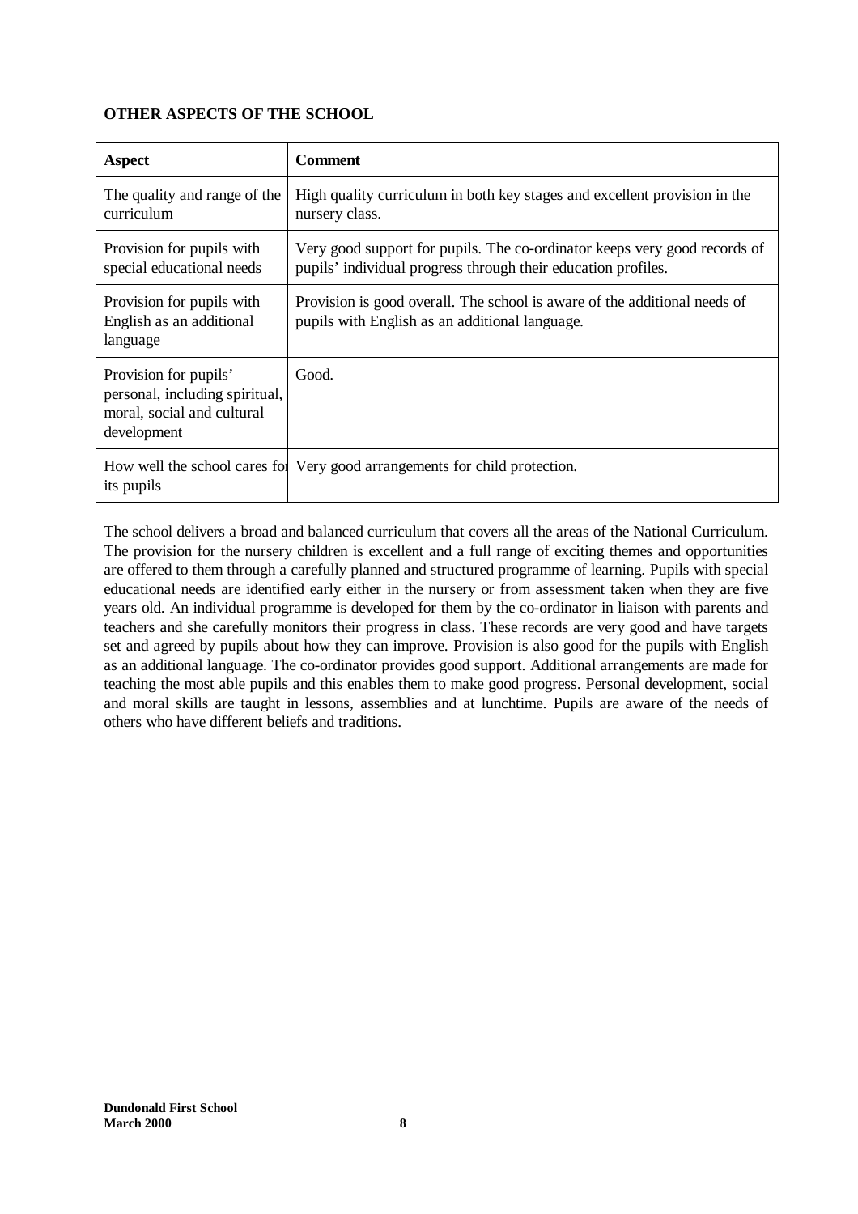**OTHER ASPECTS OF THE SCHOOL**

| Aspect | Comment |
| --- | --- |
| The quality and range of the curriculum | High quality curriculum in both key stages and excellent provision in the nursery class. |
| Provision for pupils with special educational needs | Very good support for pupils. The co-ordinator keeps very good records of pupils' individual progress through their education profiles. |
| Provision for pupils with English as an additional language | Provision is good overall. The school is aware of the additional needs of pupils with English as an additional language. |
| Provision for pupils' personal, including spiritual, moral, social and cultural development | Good. |
| How well the school cares for its pupils | Very good arrangements for child protection. |

The school delivers a broad and balanced curriculum that covers all the areas of the National Curriculum. The provision for the nursery children is excellent and a full range of exciting themes and opportunities are offered to them through a carefully planned and structured programme of learning. Pupils with special educational needs are identified early either in the nursery or from assessment taken when they are five years old. An individual programme is developed for them by the co-ordinator in liaison with parents and teachers and she carefully monitors their progress in class. These records are very good and have targets set and agreed by pupils about how they can improve. Provision is also good for the pupils with English as an additional language. The co-ordinator provides good support. Additional arrangements are made for teaching the most able pupils and this enables them to make good progress. Personal development, social and moral skills are taught in lessons, assemblies and at lunchtime. Pupils are aware of the needs of others who have different beliefs and traditions.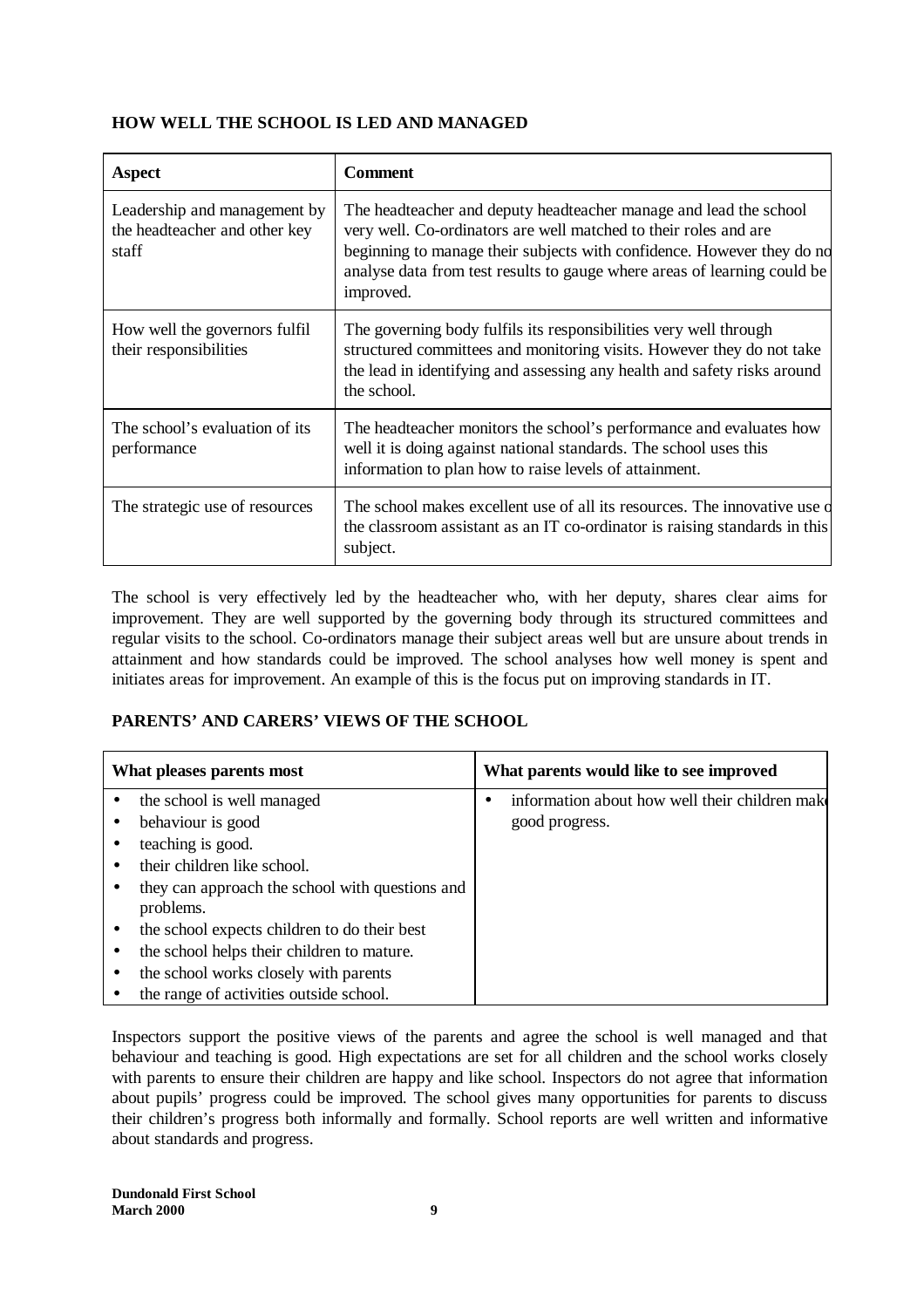## HOW WELL THE SCHOOL IS LED AND MANAGED

| Aspect | Comment |
|---|---|
| Leadership and management by the headteacher and other key staff | The headteacher and deputy headteacher manage and lead the school very well. Co-ordinators are well matched to their roles and are beginning to manage their subjects with confidence. However they do no analyse data from test results to gauge where areas of learning could be improved. |
| How well the governors fulfil their responsibilities | The governing body fulfils its responsibilities very well through structured committees and monitoring visits. However they do not take the lead in identifying and assessing any health and safety risks around the school. |
| The school's evaluation of its performance | The headteacher monitors the school's performance and evaluates how well it is doing against national standards. The school uses this information to plan how to raise levels of attainment. |
| The strategic use of resources | The school makes excellent use of all its resources. The innovative use o the classroom assistant as an IT co-ordinator is raising standards in this subject. |

The school is very effectively led by the headteacher who, with her deputy, shares clear aims for improvement. They are well supported by the governing body through its structured committees and regular visits to the school. Co-ordinators manage their subject areas well but are unsure about trends in attainment and how standards could be improved. The school analyses how well money is spent and initiates areas for improvement. An example of this is the focus put on improving standards in IT.

## PARENTS' AND CARERS' VIEWS OF THE SCHOOL

| What pleases parents most | What parents would like to see improved |
|---|---|
| • the school is well managed<br>• behaviour is good<br>• teaching is good.<br>• their children like school.<br>• they can approach the school with questions and problems.<br>• the school expects children to do their best<br>• the school helps their children to mature.<br>• the school works closely with parents<br>• the range of activities outside school. | • information about how well their children make good progress. |

Inspectors support the positive views of the parents and agree the school is well managed and that behaviour and teaching is good. High expectations are set for all children and the school works closely with parents to ensure their children are happy and like school. Inspectors do not agree that information about pupils' progress could be improved. The school gives many opportunities for parents to discuss their children's progress both informally and formally. School reports are well written and informative about standards and progress.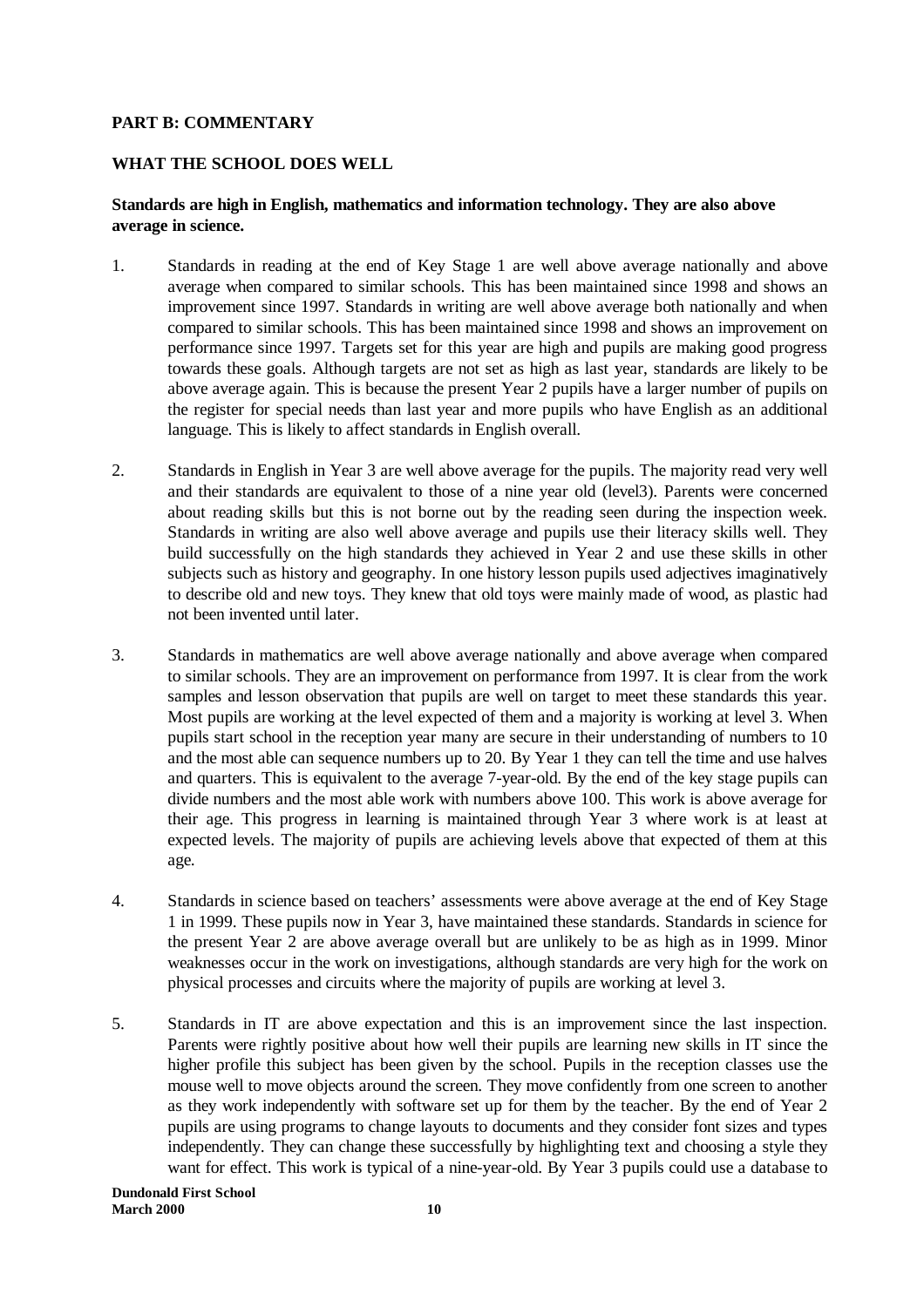## PART B: COMMENTARY

### WHAT THE SCHOOL DOES WELL

**Standards are high in English, mathematics and information technology. They are also above average in science.**

1. Standards in reading at the end of Key Stage 1 are well above average nationally and above average when compared to similar schools. This has been maintained since 1998 and shows an improvement since 1997. Standards in writing are well above average both nationally and when compared to similar schools. This has been maintained since 1998 and shows an improvement on performance since 1997. Targets set for this year are high and pupils are making good progress towards these goals. Although targets are not set as high as last year, standards are likely to be above average again. This is because the present Year 2 pupils have a larger number of pupils on the register for special needs than last year and more pupils who have English as an additional language. This is likely to affect standards in English overall.

2. Standards in English in Year 3 are well above average for the pupils. The majority read very well and their standards are equivalent to those of a nine year old (level3). Parents were concerned about reading skills but this is not borne out by the reading seen during the inspection week. Standards in writing are also well above average and pupils use their literacy skills well. They build successfully on the high standards they achieved in Year 2 and use these skills in other subjects such as history and geography. In one history lesson pupils used adjectives imaginatively to describe old and new toys. They knew that old toys were mainly made of wood, as plastic had not been invented until later.

3. Standards in mathematics are well above average nationally and above average when compared to similar schools. They are an improvement on performance from 1997. It is clear from the work samples and lesson observation that pupils are well on target to meet these standards this year. Most pupils are working at the level expected of them and a majority is working at level 3. When pupils start school in the reception year many are secure in their understanding of numbers to 10 and the most able can sequence numbers up to 20. By Year 1 they can tell the time and use halves and quarters. This is equivalent to the average 7-year-old. By the end of the key stage pupils can divide numbers and the most able work with numbers above 100. This work is above average for their age. This progress in learning is maintained through Year 3 where work is at least at expected levels. The majority of pupils are achieving levels above that expected of them at this age.

4. Standards in science based on teachers' assessments were above average at the end of Key Stage 1 in 1999. These pupils now in Year 3, have maintained these standards. Standards in science for the present Year 2 are above average overall but are unlikely to be as high as in 1999. Minor weaknesses occur in the work on investigations, although standards are very high for the work on physical processes and circuits where the majority of pupils are working at level 3.

5. Standards in IT are above expectation and this is an improvement since the last inspection. Parents were rightly positive about how well their pupils are learning new skills in IT since the higher profile this subject has been given by the school. Pupils in the reception classes use the mouse well to move objects around the screen. They move confidently from one screen to another as they work independently with software set up for them by the teacher. By the end of Year 2 pupils are using programs to change layouts to documents and they consider font sizes and types independently. They can change these successfully by highlighting text and choosing a style they want for effect. This work is typical of a nine-year-old. By Year 3 pupils could use a database to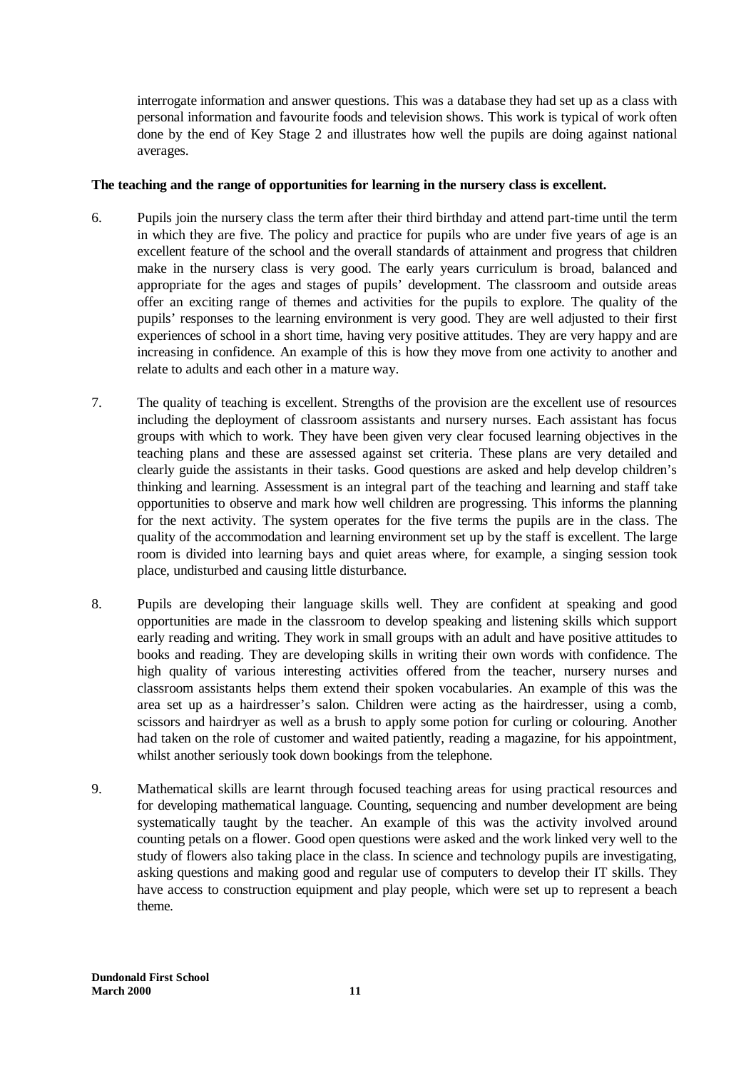interrogate information and answer questions. This was a database they had set up as a class with personal information and favourite foods and television shows. This work is typical of work often done by the end of Key Stage 2 and illustrates how well the pupils are doing against national averages.

**The teaching and the range of opportunities for learning in the nursery class is excellent.**

6. Pupils join the nursery class the term after their third birthday and attend part-time until the term in which they are five. The policy and practice for pupils who are under five years of age is an excellent feature of the school and the overall standards of attainment and progress that children make in the nursery class is very good. The early years curriculum is broad, balanced and appropriate for the ages and stages of pupils' development. The classroom and outside areas offer an exciting range of themes and activities for the pupils to explore. The quality of the pupils' responses to the learning environment is very good. They are well adjusted to their first experiences of school in a short time, having very positive attitudes. They are very happy and are increasing in confidence. An example of this is how they move from one activity to another and relate to adults and each other in a mature way.

7. The quality of teaching is excellent. Strengths of the provision are the excellent use of resources including the deployment of classroom assistants and nursery nurses. Each assistant has focus groups with which to work. They have been given very clear focused learning objectives in the teaching plans and these are assessed against set criteria. These plans are very detailed and clearly guide the assistants in their tasks. Good questions are asked and help develop children's thinking and learning. Assessment is an integral part of the teaching and learning and staff take opportunities to observe and mark how well children are progressing. This informs the planning for the next activity. The system operates for the five terms the pupils are in the class. The quality of the accommodation and learning environment set up by the staff is excellent. The large room is divided into learning bays and quiet areas where, for example, a singing session took place, undisturbed and causing little disturbance.

8. Pupils are developing their language skills well. They are confident at speaking and good opportunities are made in the classroom to develop speaking and listening skills which support early reading and writing. They work in small groups with an adult and have positive attitudes to books and reading. They are developing skills in writing their own words with confidence. The high quality of various interesting activities offered from the teacher, nursery nurses and classroom assistants helps them extend their spoken vocabularies. An example of this was the area set up as a hairdresser's salon. Children were acting as the hairdresser, using a comb, scissors and hairdryer as well as a brush to apply some potion for curling or colouring. Another had taken on the role of customer and waited patiently, reading a magazine, for his appointment, whilst another seriously took down bookings from the telephone.

9. Mathematical skills are learnt through focused teaching areas for using practical resources and for developing mathematical language. Counting, sequencing and number development are being systematically taught by the teacher. An example of this was the activity involved around counting petals on a flower. Good open questions were asked and the work linked very well to the study of flowers also taking place in the class. In science and technology pupils are investigating, asking questions and making good and regular use of computers to develop their IT skills. They have access to construction equipment and play people, which were set up to represent a beach theme.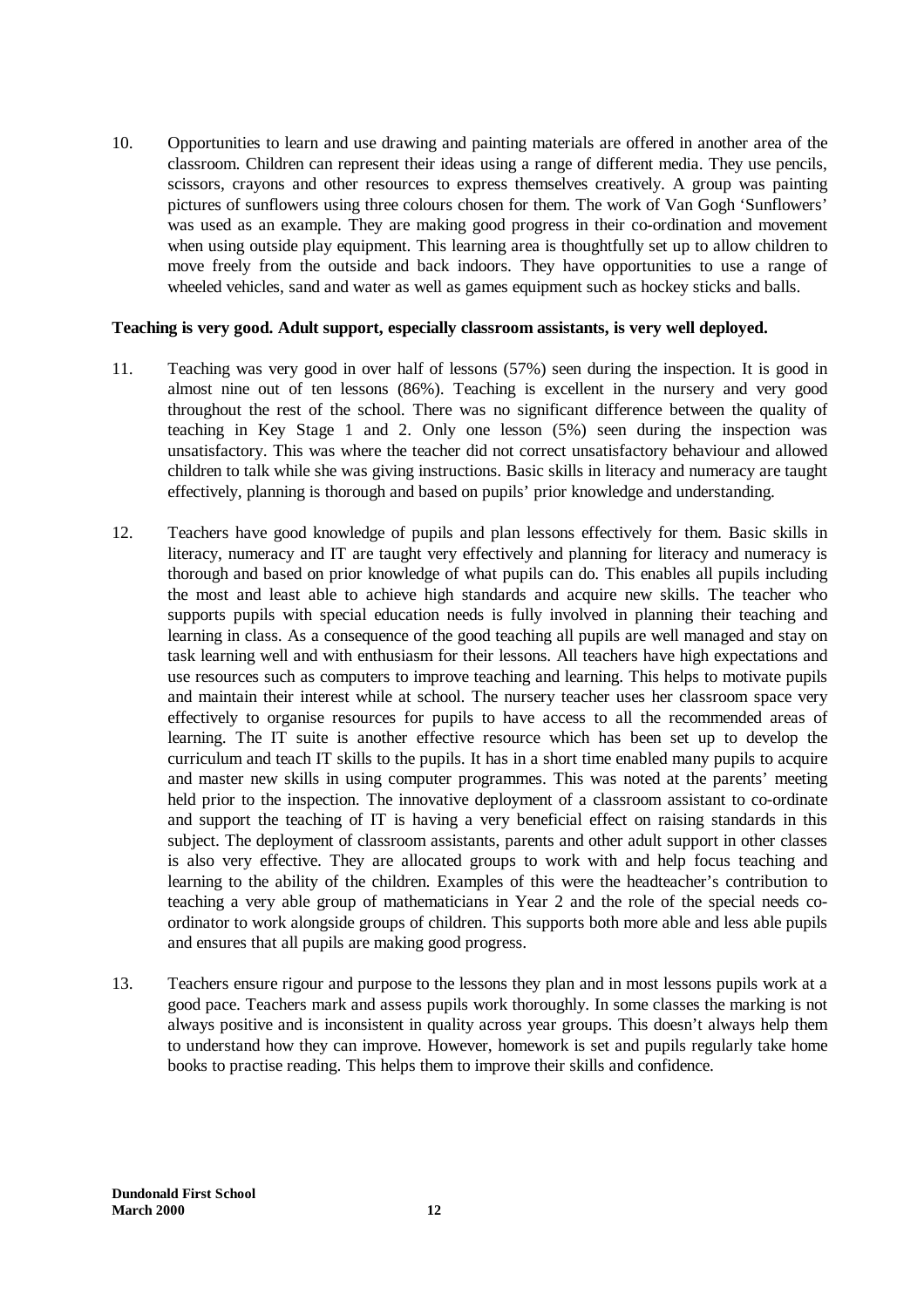10. Opportunities to learn and use drawing and painting materials are offered in another area of the classroom. Children can represent their ideas using a range of different media. They use pencils, scissors, crayons and other resources to express themselves creatively. A group was painting pictures of sunflowers using three colours chosen for them. The work of Van Gogh 'Sunflowers' was used as an example. They are making good progress in their co-ordination and movement when using outside play equipment. This learning area is thoughtfully set up to allow children to move freely from the outside and back indoors. They have opportunities to use a range of wheeled vehicles, sand and water as well as games equipment such as hockey sticks and balls.

**Teaching is very good. Adult support, especially classroom assistants, is very well deployed.**

11. Teaching was very good in over half of lessons (57%) seen during the inspection. It is good in almost nine out of ten lessons (86%). Teaching is excellent in the nursery and very good throughout the rest of the school. There was no significant difference between the quality of teaching in Key Stage 1 and 2. Only one lesson (5%) seen during the inspection was unsatisfactory. This was where the teacher did not correct unsatisfactory behaviour and allowed children to talk while she was giving instructions. Basic skills in literacy and numeracy are taught effectively, planning is thorough and based on pupils' prior knowledge and understanding.

12. Teachers have good knowledge of pupils and plan lessons effectively for them. Basic skills in literacy, numeracy and IT are taught very effectively and planning for literacy and numeracy is thorough and based on prior knowledge of what pupils can do. This enables all pupils including the most and least able to achieve high standards and acquire new skills. The teacher who supports pupils with special education needs is fully involved in planning their teaching and learning in class. As a consequence of the good teaching all pupils are well managed and stay on task learning well and with enthusiasm for their lessons. All teachers have high expectations and use resources such as computers to improve teaching and learning. This helps to motivate pupils and maintain their interest while at school. The nursery teacher uses her classroom space very effectively to organise resources for pupils to have access to all the recommended areas of learning. The IT suite is another effective resource which has been set up to develop the curriculum and teach IT skills to the pupils. It has in a short time enabled many pupils to acquire and master new skills in using computer programmes. This was noted at the parents' meeting held prior to the inspection. The innovative deployment of a classroom assistant to co-ordinate and support the teaching of IT is having a very beneficial effect on raising standards in this subject. The deployment of classroom assistants, parents and other adult support in other classes is also very effective. They are allocated groups to work with and help focus teaching and learning to the ability of the children. Examples of this were the headteacher's contribution to teaching a very able group of mathematicians in Year 2 and the role of the special needs co-ordinator to work alongside groups of children. This supports both more able and less able pupils and ensures that all pupils are making good progress.

13. Teachers ensure rigour and purpose to the lessons they plan and in most lessons pupils work at a good pace. Teachers mark and assess pupils work thoroughly. In some classes the marking is not always positive and is inconsistent in quality across year groups. This doesn't always help them to understand how they can improve. However, homework is set and pupils regularly take home books to practise reading. This helps them to improve their skills and confidence.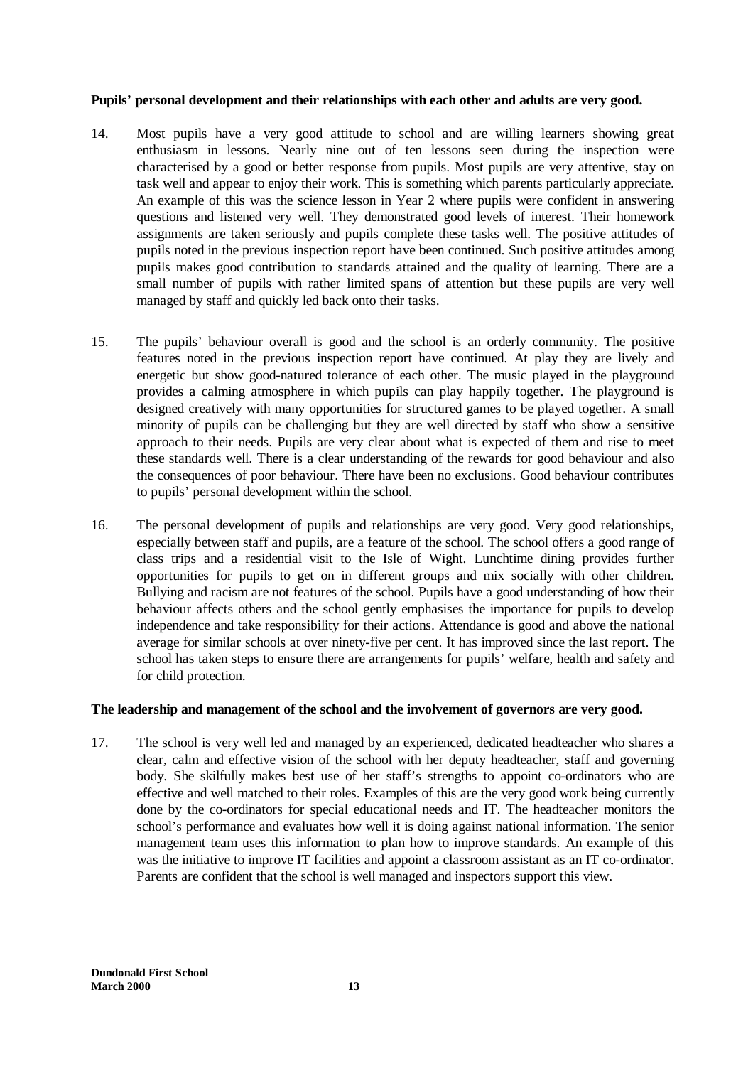**Pupils' personal development and their relationships with each other and adults are very good.**

14. Most pupils have a very good attitude to school and are willing learners showing great enthusiasm in lessons. Nearly nine out of ten lessons seen during the inspection were characterised by a good or better response from pupils. Most pupils are very attentive, stay on task well and appear to enjoy their work. This is something which parents particularly appreciate. An example of this was the science lesson in Year 2 where pupils were confident in answering questions and listened very well. They demonstrated good levels of interest. Their homework assignments are taken seriously and pupils complete these tasks well. The positive attitudes of pupils noted in the previous inspection report have been continued. Such positive attitudes among pupils makes good contribution to standards attained and the quality of learning. There are a small number of pupils with rather limited spans of attention but these pupils are very well managed by staff and quickly led back onto their tasks.

15. The pupils' behaviour overall is good and the school is an orderly community. The positive features noted in the previous inspection report have continued. At play they are lively and energetic but show good-natured tolerance of each other. The music played in the playground provides a calming atmosphere in which pupils can play happily together. The playground is designed creatively with many opportunities for structured games to be played together. A small minority of pupils can be challenging but they are well directed by staff who show a sensitive approach to their needs. Pupils are very clear about what is expected of them and rise to meet these standards well. There is a clear understanding of the rewards for good behaviour and also the consequences of poor behaviour. There have been no exclusions. Good behaviour contributes to pupils' personal development within the school.

16. The personal development of pupils and relationships are very good. Very good relationships, especially between staff and pupils, are a feature of the school. The school offers a good range of class trips and a residential visit to the Isle of Wight. Lunchtime dining provides further opportunities for pupils to get on in different groups and mix socially with other children. Bullying and racism are not features of the school. Pupils have a good understanding of how their behaviour affects others and the school gently emphasises the importance for pupils to develop independence and take responsibility for their actions. Attendance is good and above the national average for similar schools at over ninety-five per cent. It has improved since the last report. The school has taken steps to ensure there are arrangements for pupils' welfare, health and safety and for child protection.

**The leadership and management of the school and the involvement of governors are very good.**

17. The school is very well led and managed by an experienced, dedicated headteacher who shares a clear, calm and effective vision of the school with her deputy headteacher, staff and governing body. She skilfully makes best use of her staff's strengths to appoint co-ordinators who are effective and well matched to their roles. Examples of this are the very good work being currently done by the co-ordinators for special educational needs and IT. The headteacher monitors the school's performance and evaluates how well it is doing against national information. The senior management team uses this information to plan how to improve standards. An example of this was the initiative to improve IT facilities and appoint a classroom assistant as an IT co-ordinator. Parents are confident that the school is well managed and inspectors support this view.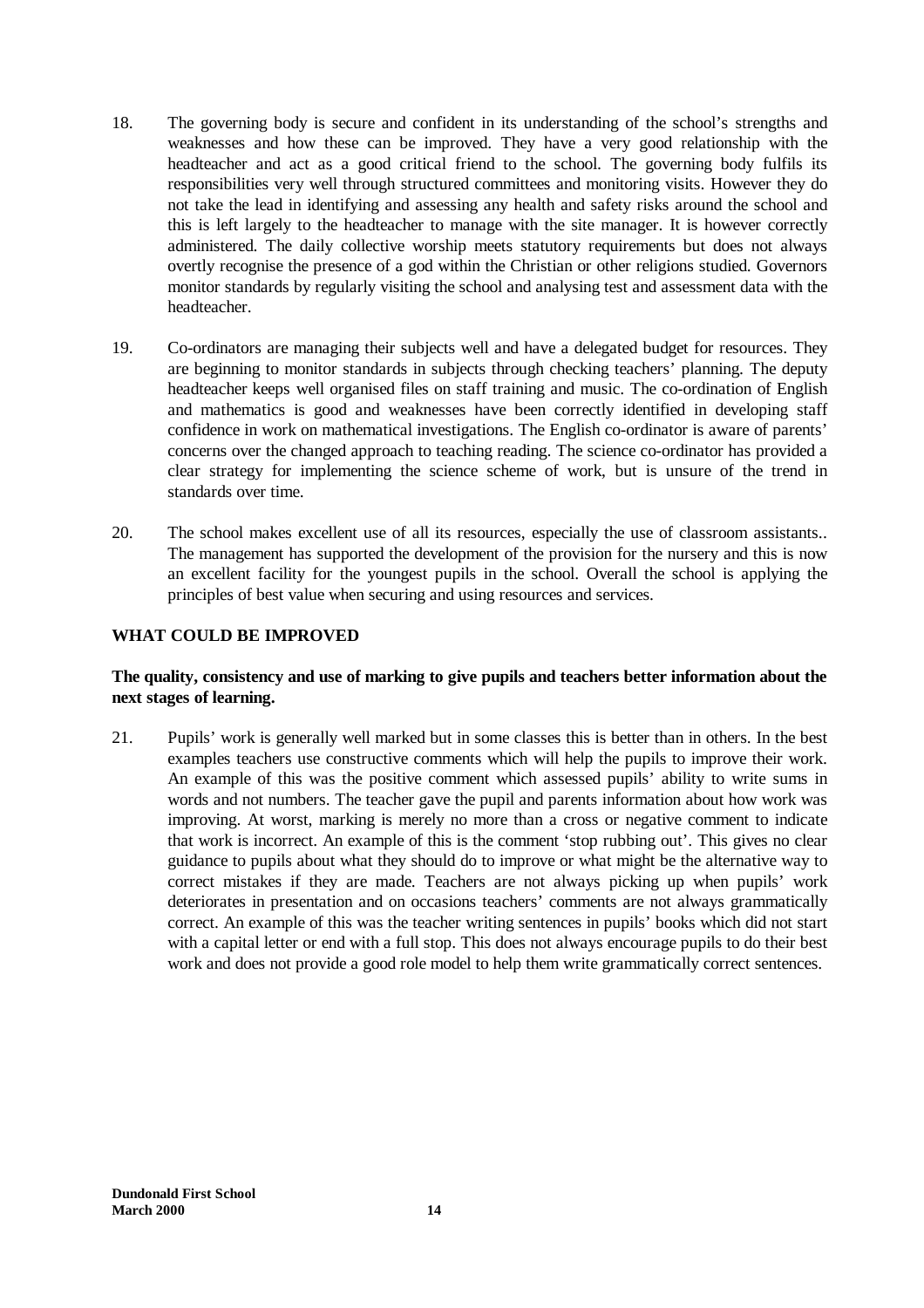18. The governing body is secure and confident in its understanding of the school's strengths and weaknesses and how these can be improved. They have a very good relationship with the headteacher and act as a good critical friend to the school. The governing body fulfils its responsibilities very well through structured committees and monitoring visits. However they do not take the lead in identifying and assessing any health and safety risks around the school and this is left largely to the headteacher to manage with the site manager. It is however correctly administered. The daily collective worship meets statutory requirements but does not always overtly recognise the presence of a god within the Christian or other religions studied. Governors monitor standards by regularly visiting the school and analysing test and assessment data with the headteacher.

19. Co-ordinators are managing their subjects well and have a delegated budget for resources. They are beginning to monitor standards in subjects through checking teachers' planning. The deputy headteacher keeps well organised files on staff training and music. The co-ordination of English and mathematics is good and weaknesses have been correctly identified in developing staff confidence in work on mathematical investigations. The English co-ordinator is aware of parents' concerns over the changed approach to teaching reading. The science co-ordinator has provided a clear strategy for implementing the science scheme of work, but is unsure of the trend in standards over time.

20. The school makes excellent use of all its resources, especially the use of classroom assistants.. The management has supported the development of the provision for the nursery and this is now an excellent facility for the youngest pupils in the school. Overall the school is applying the principles of best value when securing and using resources and services.

## WHAT COULD BE IMPROVED

**The quality, consistency and use of marking to give pupils and teachers better information about the next stages of learning.**

21. Pupils' work is generally well marked but in some classes this is better than in others. In the best examples teachers use constructive comments which will help the pupils to improve their work. An example of this was the positive comment which assessed pupils' ability to write sums in words and not numbers. The teacher gave the pupil and parents information about how work was improving. At worst, marking is merely no more than a cross or negative comment to indicate that work is incorrect. An example of this is the comment 'stop rubbing out'. This gives no clear guidance to pupils about what they should do to improve or what might be the alternative way to correct mistakes if they are made. Teachers are not always picking up when pupils' work deteriorates in presentation and on occasions teachers' comments are not always grammatically correct. An example of this was the teacher writing sentences in pupils' books which did not start with a capital letter or end with a full stop. This does not always encourage pupils to do their best work and does not provide a good role model to help them write grammatically correct sentences.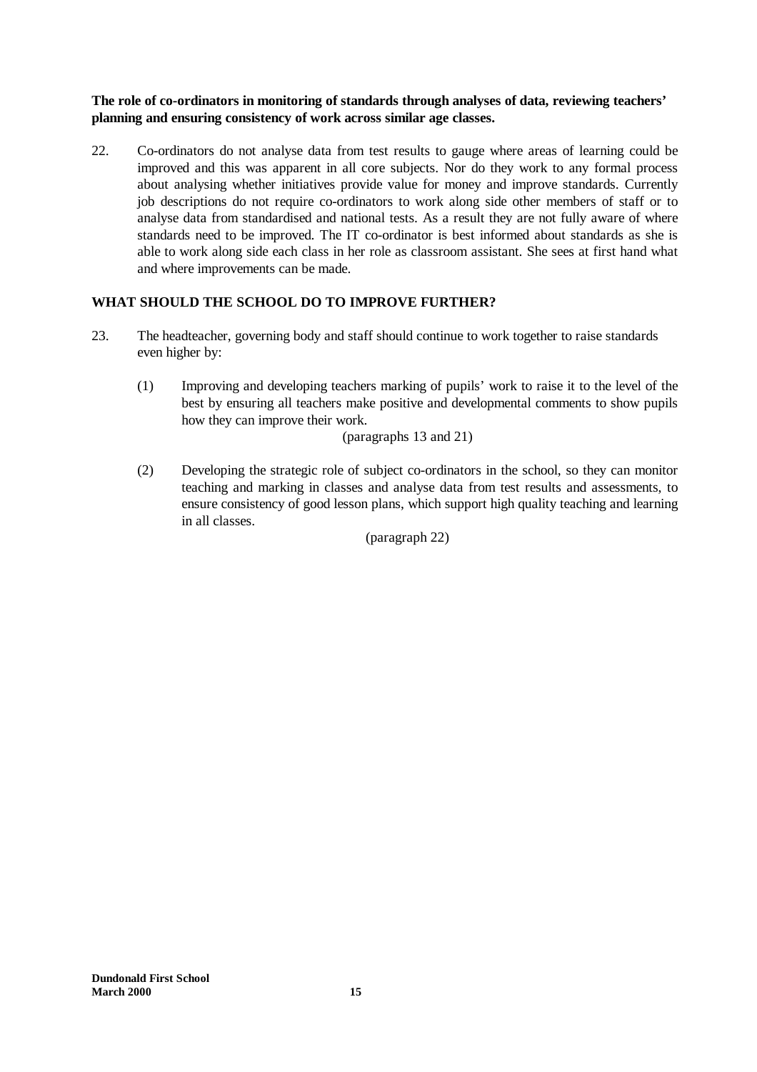**The role of co-ordinators in monitoring of standards through analyses of data, reviewing teachers' planning and ensuring consistency of work across similar age classes.**

22. Co-ordinators do not analyse data from test results to gauge where areas of learning could be improved and this was apparent in all core subjects. Nor do they work to any formal process about analysing whether initiatives provide value for money and improve standards. Currently job descriptions do not require co-ordinators to work along side other members of staff or to analyse data from standardised and national tests. As a result they are not fully aware of where standards need to be improved. The IT co-ordinator is best informed about standards as she is able to work along side each class in her role as classroom assistant. She sees at first hand what and where improvements can be made.

## WHAT SHOULD THE SCHOOL DO TO IMPROVE FURTHER?

23. The headteacher, governing body and staff should continue to work together to raise standards even higher by:

    (1) Improving and developing teachers marking of pupils' work to raise it to the level of the best by ensuring all teachers make positive and developmental comments to show pupils how they can improve their work.

    (paragraphs 13 and 21)

    (2) Developing the strategic role of subject co-ordinators in the school, so they can monitor teaching and marking in classes and analyse data from test results and assessments, to ensure consistency of good lesson plans, which support high quality teaching and learning in all classes.

    (paragraph 22)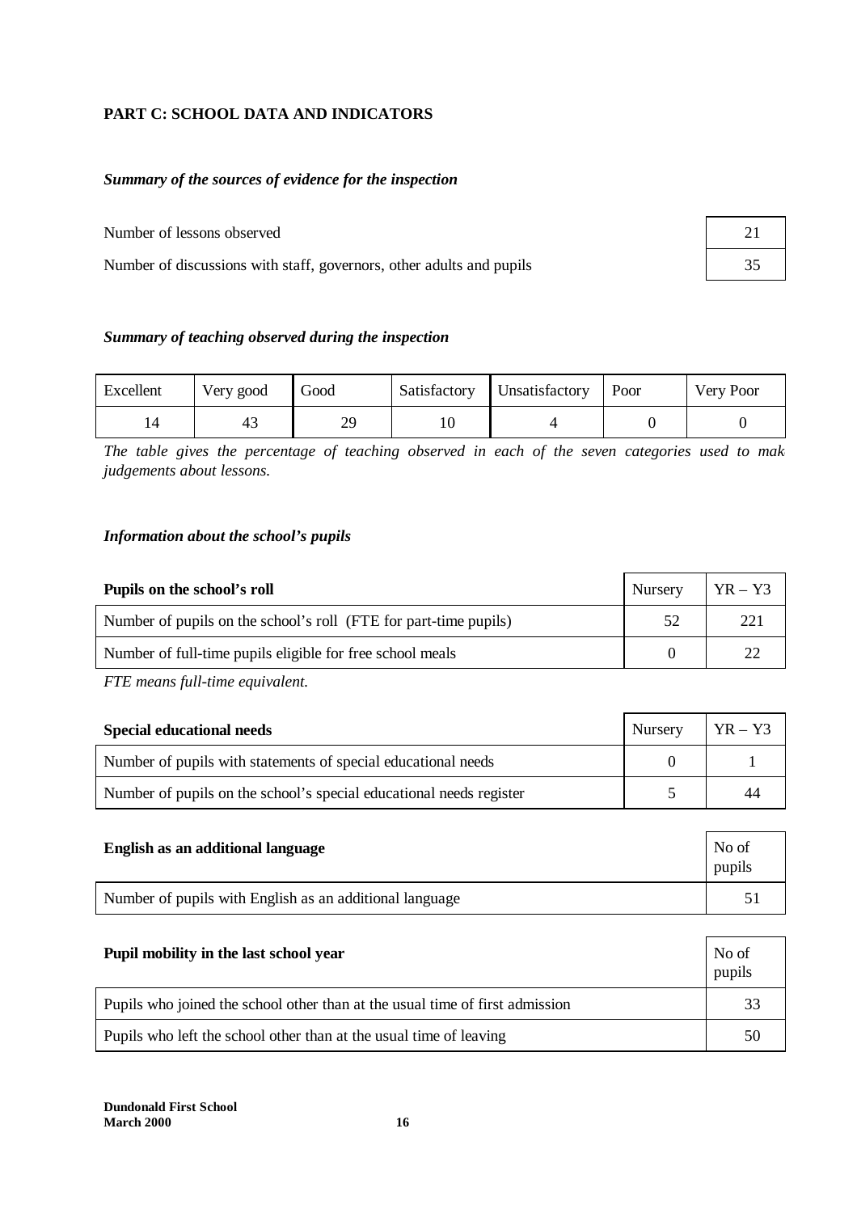## PART C: SCHOOL DATA AND INDICATORS

### *Summary of the sources of evidence for the inspection*

| | |
|---|---|
| Number of lessons observed | 21 |
| Number of discussions with staff, governors, other adults and pupils | 35 |

### *Summary of teaching observed during the inspection*

| Excellent | Very good | Good | Satisfactory | Unsatisfactory | Poor | Very Poor |
|---|---|---|---|---|---|---|
| 14 | 43 | 29 | 10 | 4 | 0 | 0 |

*The table gives the percentage of teaching observed in each of the seven categories used to make judgements about lessons.*

### *Information about the school's pupils*

| **Pupils on the school's roll** | Nursery | YR – Y3 |
|---|---|---|
| Number of pupils on the school's roll (FTE for part-time pupils) | 52 | 221 |
| Number of full-time pupils eligible for free school meals | 0 | 22 |

*FTE means full-time equivalent.*

| **Special educational needs** | Nursery | YR – Y3 |
|---|---|---|
| Number of pupils with statements of special educational needs | 0 | 1 |
| Number of pupils on the school's special educational needs register | 5 | 44 |

| **English as an additional language** | No of pupils |
|---|---|
| Number of pupils with English as an additional language | 51 |

| **Pupil mobility in the last school year** | No of pupils |
|---|---|
| Pupils who joined the school other than at the usual time of first admission | 33 |
| Pupils who left the school other than at the usual time of leaving | 50 |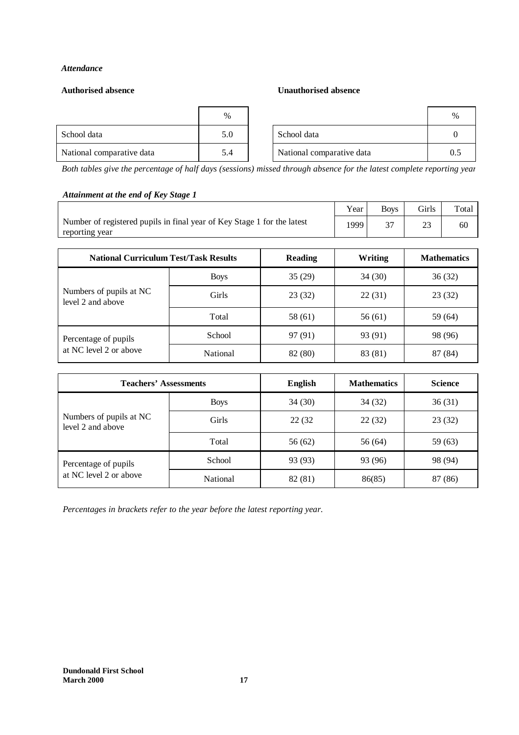*Attendance*

**Authorised absence**

| | % |
|---|---|
| School data | 5.0 |
| National comparative data | 5.4 |

**Unauthorised absence**

| | % |
|---|---|
| School data | 0 |
| National comparative data | 0.5 |

*Both tables give the percentage of half days (sessions) missed through absence for the latest complete reporting year*

*Attainment at the end of Key Stage 1*

| | Year | Boys | Girls | Total |
|---|---|---|---|---|
| Number of registered pupils in final year of Key Stage 1 for the latest reporting year | 1999 | 37 | 23 | 60 |

| National Curriculum Test/Task Results | | Reading | Writing | Mathematics |
|---|---|---|---|---|
| Numbers of pupils at NC level 2 and above | Boys | 35 (29) | 34 (30) | 36 (32) |
| | Girls | 23 (32) | 22 (31) | 23 (32) |
| | Total | 58 (61) | 56 (61) | 59 (64) |
| Percentage of pupils at NC level 2 or above | School | 97 (91) | 93 (91) | 98 (96) |
| | National | 82 (80) | 83 (81) | 87 (84) |

| Teachers' Assessments | | English | Mathematics | Science |
|---|---|---|---|---|
| Numbers of pupils at NC level 2 and above | Boys | 34 (30) | 34 (32) | 36 (31) |
| | Girls | 22 (32 | 22 (32) | 23 (32) |
| | Total | 56 (62) | 56 (64) | 59 (63) |
| Percentage of pupils at NC level 2 or above | School | 93 (93) | 93 (96) | 98 (94) |
| | National | 82 (81) | 86(85) | 87 (86) |

*Percentages in brackets refer to the year before the latest reporting year.*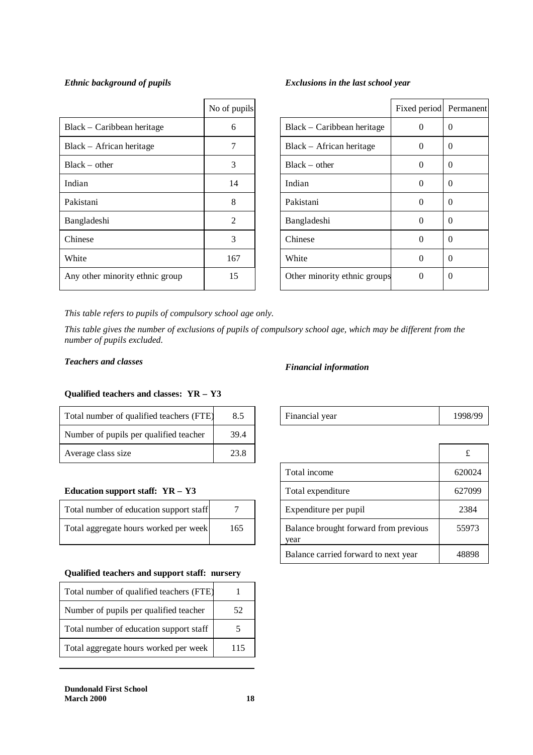*Ethnic background of pupils*

| | No of pupils |
|---|---|
| Black – Caribbean heritage | 6 |
| Black – African heritage | 7 |
| Black – other | 3 |
| Indian | 14 |
| Pakistani | 8 |
| Bangladeshi | 2 |
| Chinese | 3 |
| White | 167 |
| Any other minority ethnic group | 15 |

*This table refers to pupils of compulsory school age only.*

*Exclusions in the last school year*

| | Fixed period | Permanent |
|---|---|---|
| Black – Caribbean heritage | 0 | 0 |
| Black – African heritage | 0 | 0 |
| Black – other | 0 | 0 |
| Indian | 0 | 0 |
| Pakistani | 0 | 0 |
| Bangladeshi | 0 | 0 |
| Chinese | 0 | 0 |
| White | 0 | 0 |
| Other minority ethnic groups | 0 | 0 |

*This table gives the number of exclusions of pupils of compulsory school age, which may be different from the number of pupils excluded.*

*Teachers and classes*

**Qualified teachers and classes: YR – Y3**

| | |
|---|---|
| Total number of qualified teachers (FTE) | 8.5 |
| Number of pupils per qualified teacher | 39.4 |
| Average class size | 23.8 |

**Education support staff: YR – Y3**

| | |
|---|---|
| Total number of education support staff | 7 |
| Total aggregate hours worked per week | 165 |

**Qualified teachers and support staff: nursery**

| | |
|---|---|
| Total number of qualified teachers (FTE) | 1 |
| Number of pupils per qualified teacher | 52 |
| Total number of education support staff | 5 |
| Total aggregate hours worked per week | 115 |

*Financial information*

| | |
|---|---|
| Financial year | 1998/99 |

| | £ |
|---|---|
| Total income | 620024 |
| Total expenditure | 627099 |
| Expenditure per pupil | 2384 |
| Balance brought forward from previous year | 55973 |
| Balance carried forward to next year | 48898 |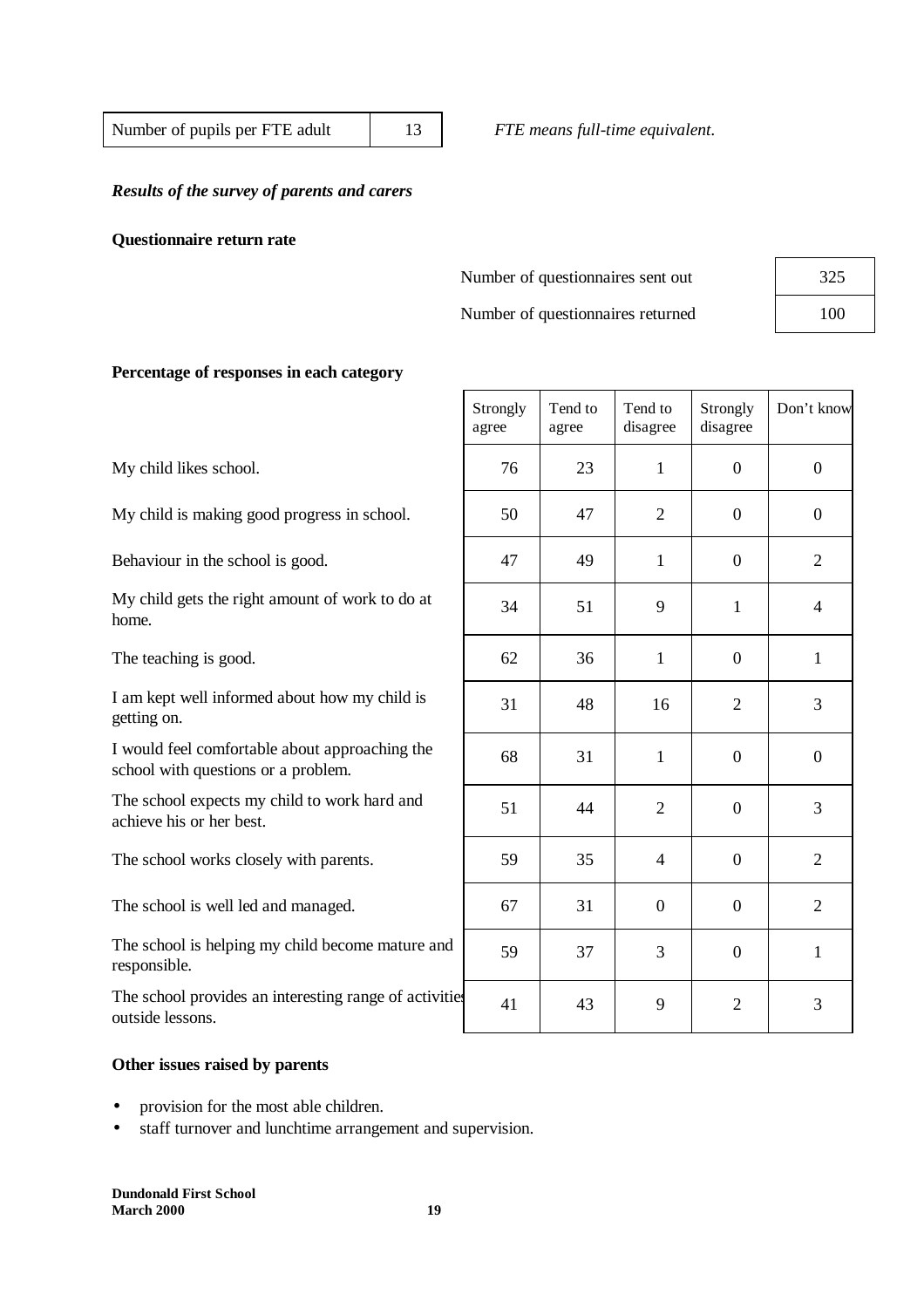| Number of pupils per FTE adult | 13 |
|---|---|

*FTE means full-time equivalent.*

***Results of the survey of parents and carers***

**Questionnaire return rate**

| | |
|---|---|
| Number of questionnaires sent out | 325 |
| Number of questionnaires returned | 100 |

**Percentage of responses in each category**

| | Strongly agree | Tend to agree | Tend to disagree | Strongly disagree | Don't know |
|---|---|---|---|---|---|
| My child likes school. | 76 | 23 | 1 | 0 | 0 |
| My child is making good progress in school. | 50 | 47 | 2 | 0 | 0 |
| Behaviour in the school is good. | 47 | 49 | 1 | 0 | 2 |
| My child gets the right amount of work to do at home. | 34 | 51 | 9 | 1 | 4 |
| The teaching is good. | 62 | 36 | 1 | 0 | 1 |
| I am kept well informed about how my child is getting on. | 31 | 48 | 16 | 2 | 3 |
| I would feel comfortable about approaching the school with questions or a problem. | 68 | 31 | 1 | 0 | 0 |
| The school expects my child to work hard and achieve his or her best. | 51 | 44 | 2 | 0 | 3 |
| The school works closely with parents. | 59 | 35 | 4 | 0 | 2 |
| The school is well led and managed. | 67 | 31 | 0 | 0 | 2 |
| The school is helping my child become mature and responsible. | 59 | 37 | 3 | 0 | 1 |
| The school provides an interesting range of activities outside lessons. | 41 | 43 | 9 | 2 | 3 |

**Other issues raised by parents**

- provision for the most able children.
- staff turnover and lunchtime arrangement and supervision.